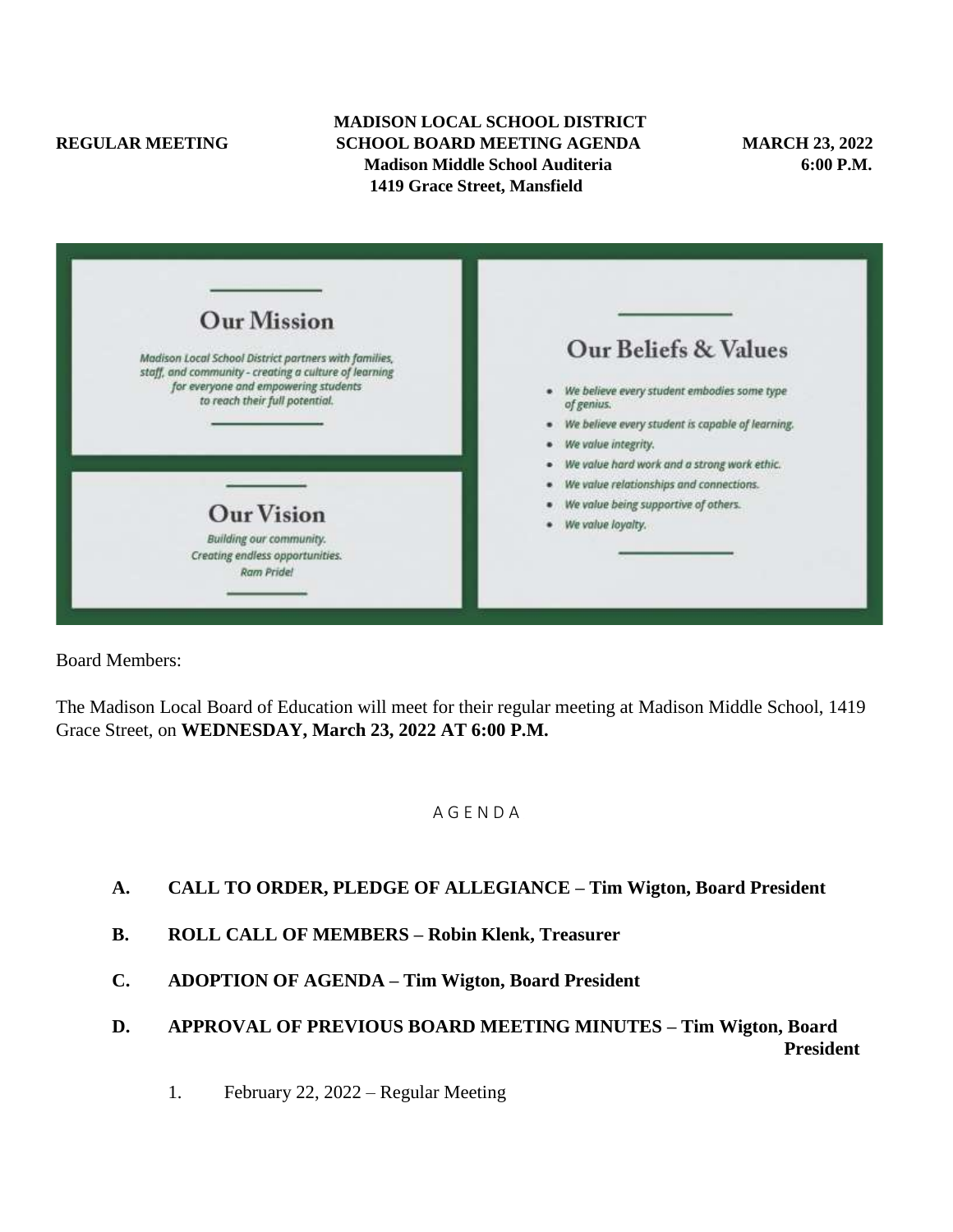**REGULAR MEETING**

# MADISON LOCAL SCHOOL DISTRICT
## SCHOOL BOARD MEETING AGENDA

**Madison Middle School Auditeria**
**1419 Grace Street, Mansfield**

**MARCH 23, 2022**
**6:00 P.M.**

## Our Mission

*Madison Local School District partners with families, staff, and community - creating a culture of learning for everyone and empowering students to reach their full potential.*

## Our Vision

*Building our community.*
*Creating endless opportunities.*
*Ram Pride!*

## Our Beliefs & Values

- *We believe every student embodies some type of genius.*
- *We believe every student is capable of learning.*
- *We value integrity.*
- *We value hard work and a strong work ethic.*
- *We value relationships and connections.*
- *We value being supportive of others.*
- *We value loyalty.*

Board Members:

The Madison Local Board of Education will meet for their regular meeting at Madison Middle School, 1419 Grace Street, on **WEDNESDAY, March 23, 2022 AT 6:00 P.M.**

AGENDA

**A. CALL TO ORDER, PLEDGE OF ALLEGIANCE – Tim Wigton, Board President**

**B. ROLL CALL OF MEMBERS – Robin Klenk, Treasurer**

**C. ADOPTION OF AGENDA – Tim Wigton, Board President**

**D. APPROVAL OF PREVIOUS BOARD MEETING MINUTES – Tim Wigton, Board President**

1. February 22, 2022 – Regular Meeting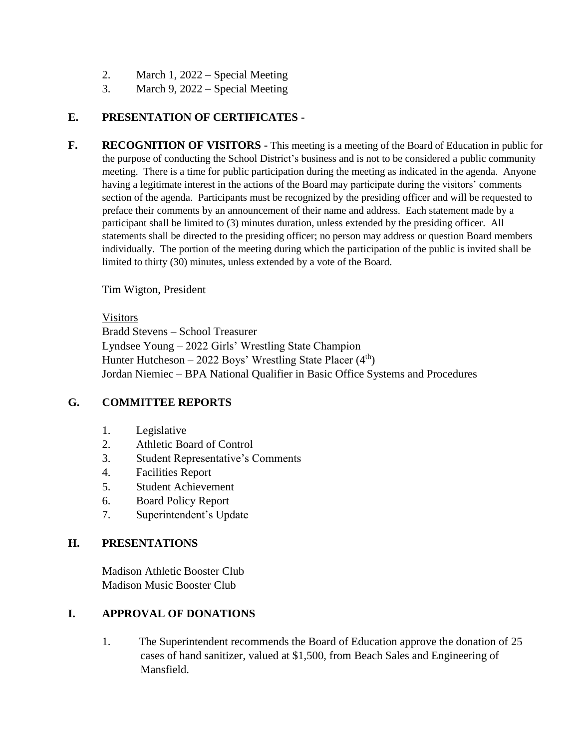2. March 1, 2022 – Special Meeting
3. March 9, 2022 – Special Meeting

## E. PRESENTATION OF CERTIFICATES -

## F. RECOGNITION OF VISITORS -

This meeting is a meeting of the Board of Education in public for the purpose of conducting the School District's business and is not to be considered a public community meeting. There is a time for public participation during the meeting as indicated in the agenda. Anyone having a legitimate interest in the actions of the Board may participate during the visitors' comments section of the agenda. Participants must be recognized by the presiding officer and will be requested to preface their comments by an announcement of their name and address. Each statement made by a participant shall be limited to (3) minutes duration, unless extended by the presiding officer. All statements shall be directed to the presiding officer; no person may address or question Board members individually. The portion of the meeting during which the participation of the public is invited shall be limited to thirty (30) minutes, unless extended by a vote of the Board.

Tim Wigton, President

Visitors
Bradd Stevens – School Treasurer
Lyndsee Young – 2022 Girls' Wrestling State Champion
Hunter Hutcheson – 2022 Boys' Wrestling State Placer (4th)
Jordan Niemiec – BPA National Qualifier in Basic Office Systems and Procedures

## G. COMMITTEE REPORTS

1. Legislative
2. Athletic Board of Control
3. Student Representative's Comments
4. Facilities Report
5. Student Achievement
6. Board Policy Report
7. Superintendent's Update

## H. PRESENTATIONS

Madison Athletic Booster Club
Madison Music Booster Club

## I. APPROVAL OF DONATIONS

1. The Superintendent recommends the Board of Education approve the donation of 25 cases of hand sanitizer, valued at $1,500, from Beach Sales and Engineering of Mansfield.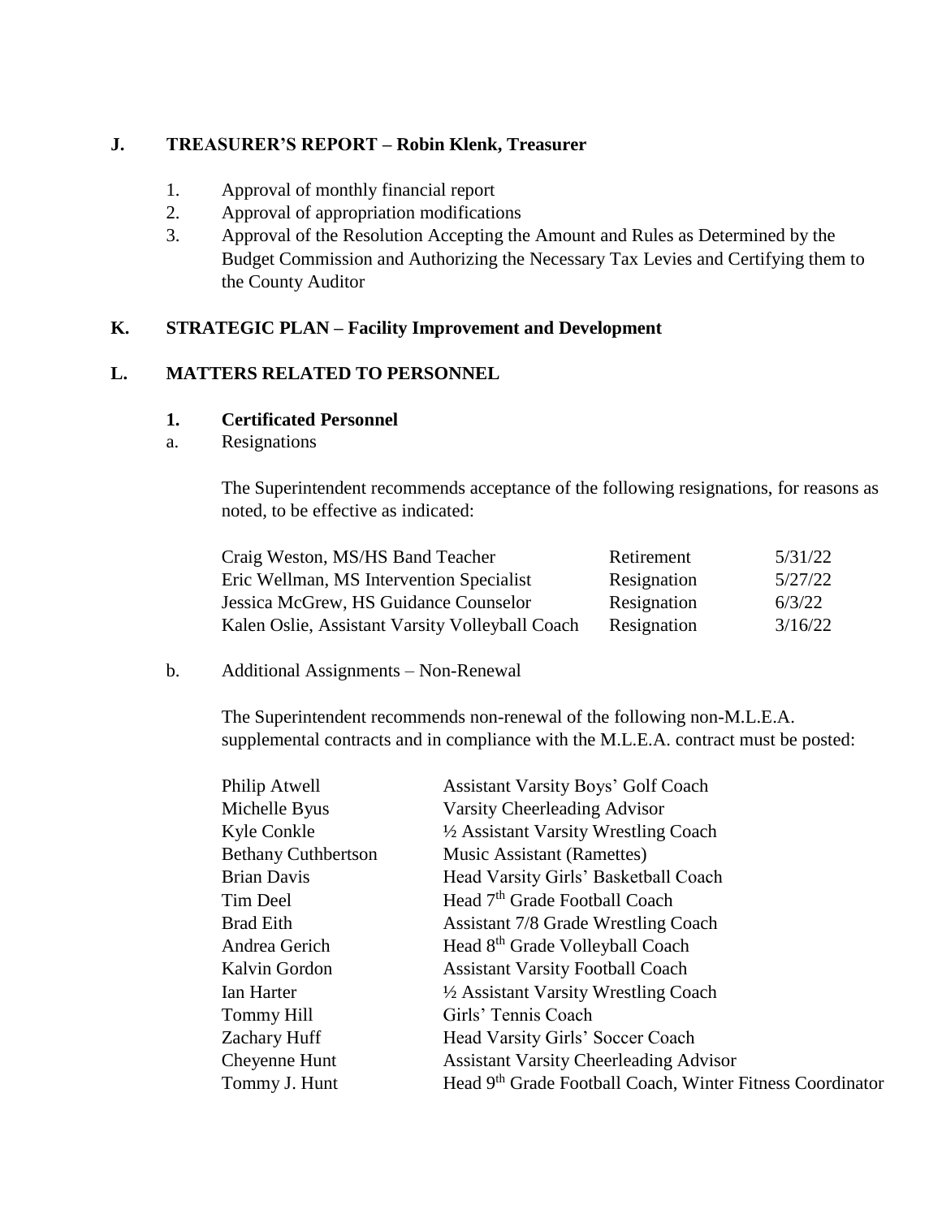## J. TREASURER'S REPORT – Robin Klenk, Treasurer

1. Approval of monthly financial report
2. Approval of appropriation modifications
3. Approval of the Resolution Accepting the Amount and Rules as Determined by the Budget Commission and Authorizing the Necessary Tax Levies and Certifying them to the County Auditor

## K. STRATEGIC PLAN – Facility Improvement and Development

## L. MATTERS RELATED TO PERSONNEL

### 1. Certificated Personnel

a. Resignations

The Superintendent recommends acceptance of the following resignations, for reasons as noted, to be effective as indicated:

| | | |
|---|---|---|
| Craig Weston, MS/HS Band Teacher | Retirement | 5/31/22 |
| Eric Wellman, MS Intervention Specialist | Resignation | 5/27/22 |
| Jessica McGrew, HS Guidance Counselor | Resignation | 6/3/22 |
| Kalen Oslie, Assistant Varsity Volleyball Coach | Resignation | 3/16/22 |

b. Additional Assignments – Non-Renewal

The Superintendent recommends non-renewal of the following non-M.L.E.A. supplemental contracts and in compliance with the M.L.E.A. contract must be posted:

| | |
|---|---|
| Philip Atwell | Assistant Varsity Boys' Golf Coach |
| Michelle Byus | Varsity Cheerleading Advisor |
| Kyle Conkle | ½ Assistant Varsity Wrestling Coach |
| Bethany Cuthbertson | Music Assistant (Ramettes) |
| Brian Davis | Head Varsity Girls' Basketball Coach |
| Tim Deel | Head 7th Grade Football Coach |
| Brad Eith | Assistant 7/8 Grade Wrestling Coach |
| Andrea Gerich | Head 8th Grade Volleyball Coach |
| Kalvin Gordon | Assistant Varsity Football Coach |
| Ian Harter | ½ Assistant Varsity Wrestling Coach |
| Tommy Hill | Girls' Tennis Coach |
| Zachary Huff | Head Varsity Girls' Soccer Coach |
| Cheyenne Hunt | Assistant Varsity Cheerleading Advisor |
| Tommy J. Hunt | Head 9th Grade Football Coach, Winter Fitness Coordinator |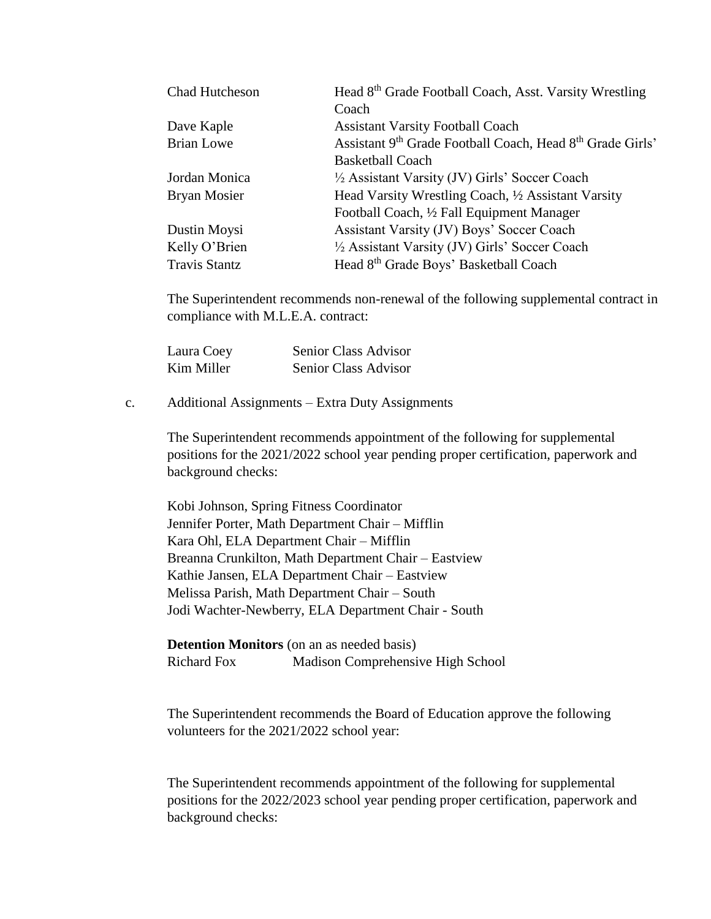| | |
|---|---|
| Chad Hutcheson | Head 8th Grade Football Coach, Asst. Varsity Wrestling Coach |
| Dave Kaple | Assistant Varsity Football Coach |
| Brian Lowe | Assistant 9th Grade Football Coach, Head 8th Grade Girls' Basketball Coach |
| Jordan Monica | ½ Assistant Varsity (JV) Girls' Soccer Coach |
| Bryan Mosier | Head Varsity Wrestling Coach, ½ Assistant Varsity Football Coach, ½ Fall Equipment Manager |
| Dustin Moysi | Assistant Varsity (JV) Boys' Soccer Coach |
| Kelly O'Brien | ½ Assistant Varsity (JV) Girls' Soccer Coach |
| Travis Stantz | Head 8th Grade Boys' Basketball Coach |

The Superintendent recommends non-renewal of the following supplemental contract in compliance with M.L.E.A. contract:

| | |
|---|---|
| Laura Coey | Senior Class Advisor |
| Kim Miller | Senior Class Advisor |

c. Additional Assignments – Extra Duty Assignments

The Superintendent recommends appointment of the following for supplemental positions for the 2021/2022 school year pending proper certification, paperwork and background checks:

Kobi Johnson, Spring Fitness Coordinator
Jennifer Porter, Math Department Chair – Mifflin
Kara Ohl, ELA Department Chair – Mifflin
Breanna Crunkilton, Math Department Chair – Eastview
Kathie Jansen, ELA Department Chair – Eastview
Melissa Parish, Math Department Chair – South
Jodi Wachter-Newberry, ELA Department Chair - South

**Detention Monitors** (on an as needed basis)

| | |
|---|---|
| Richard Fox | Madison Comprehensive High School |

The Superintendent recommends the Board of Education approve the following volunteers for the 2021/2022 school year:

The Superintendent recommends appointment of the following for supplemental positions for the 2022/2023 school year pending proper certification, paperwork and background checks: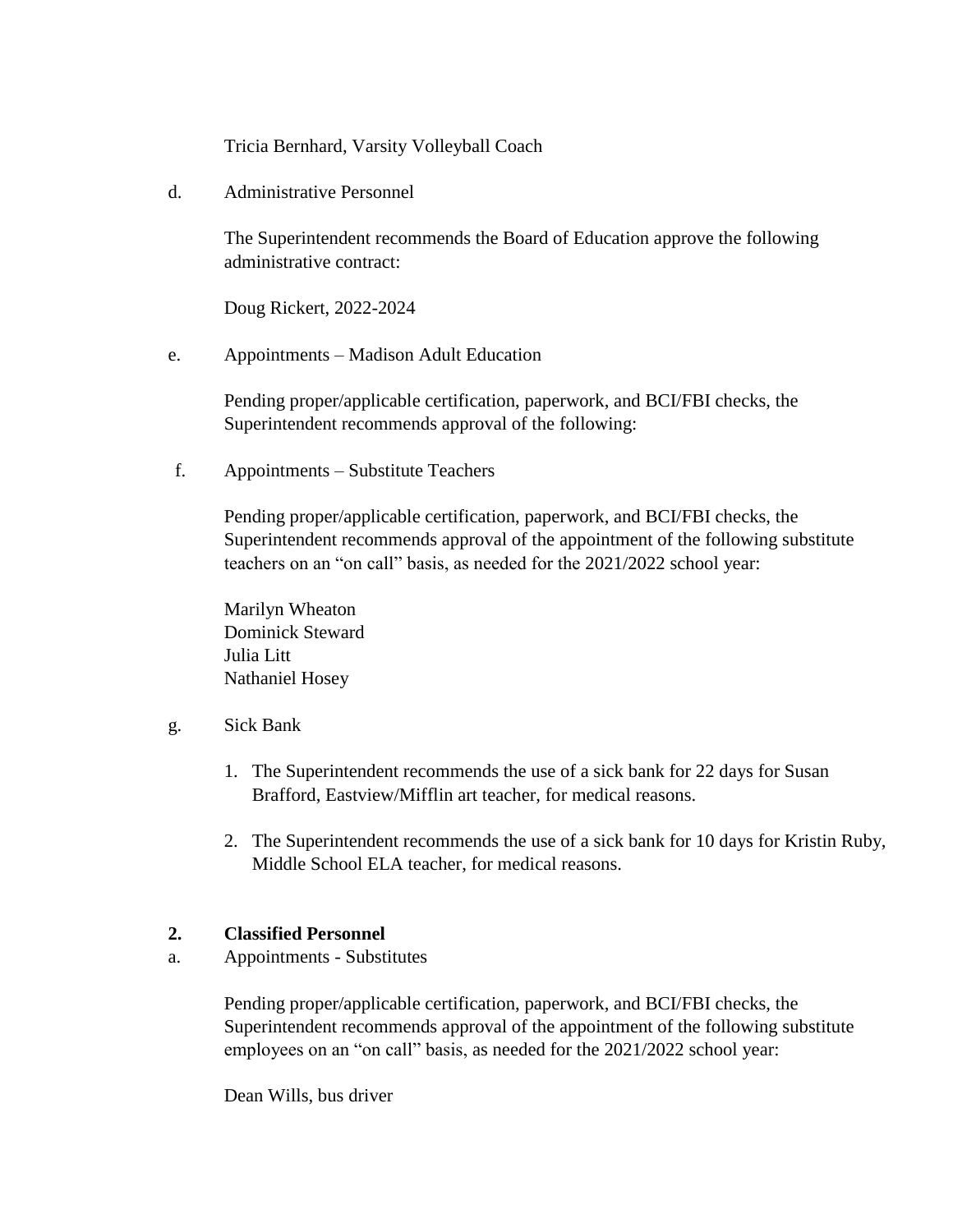Tricia Bernhard, Varsity Volleyball Coach

d. Administrative Personnel

The Superintendent recommends the Board of Education approve the following administrative contract:

Doug Rickert, 2022-2024

e. Appointments – Madison Adult Education

Pending proper/applicable certification, paperwork, and BCI/FBI checks, the Superintendent recommends approval of the following:

f. Appointments – Substitute Teachers

Pending proper/applicable certification, paperwork, and BCI/FBI checks, the Superintendent recommends approval of the appointment of the following substitute teachers on an "on call" basis, as needed for the 2021/2022 school year:

Marilyn Wheaton
Dominick Steward
Julia Litt
Nathaniel Hosey

g. Sick Bank

1. The Superintendent recommends the use of a sick bank for 22 days for Susan Brafford, Eastview/Mifflin art teacher, for medical reasons.

2. The Superintendent recommends the use of a sick bank for 10 days for Kristin Ruby, Middle School ELA teacher, for medical reasons.

**2. Classified Personnel**

a. Appointments - Substitutes

Pending proper/applicable certification, paperwork, and BCI/FBI checks, the Superintendent recommends approval of the appointment of the following substitute employees on an "on call" basis, as needed for the 2021/2022 school year:

Dean Wills, bus driver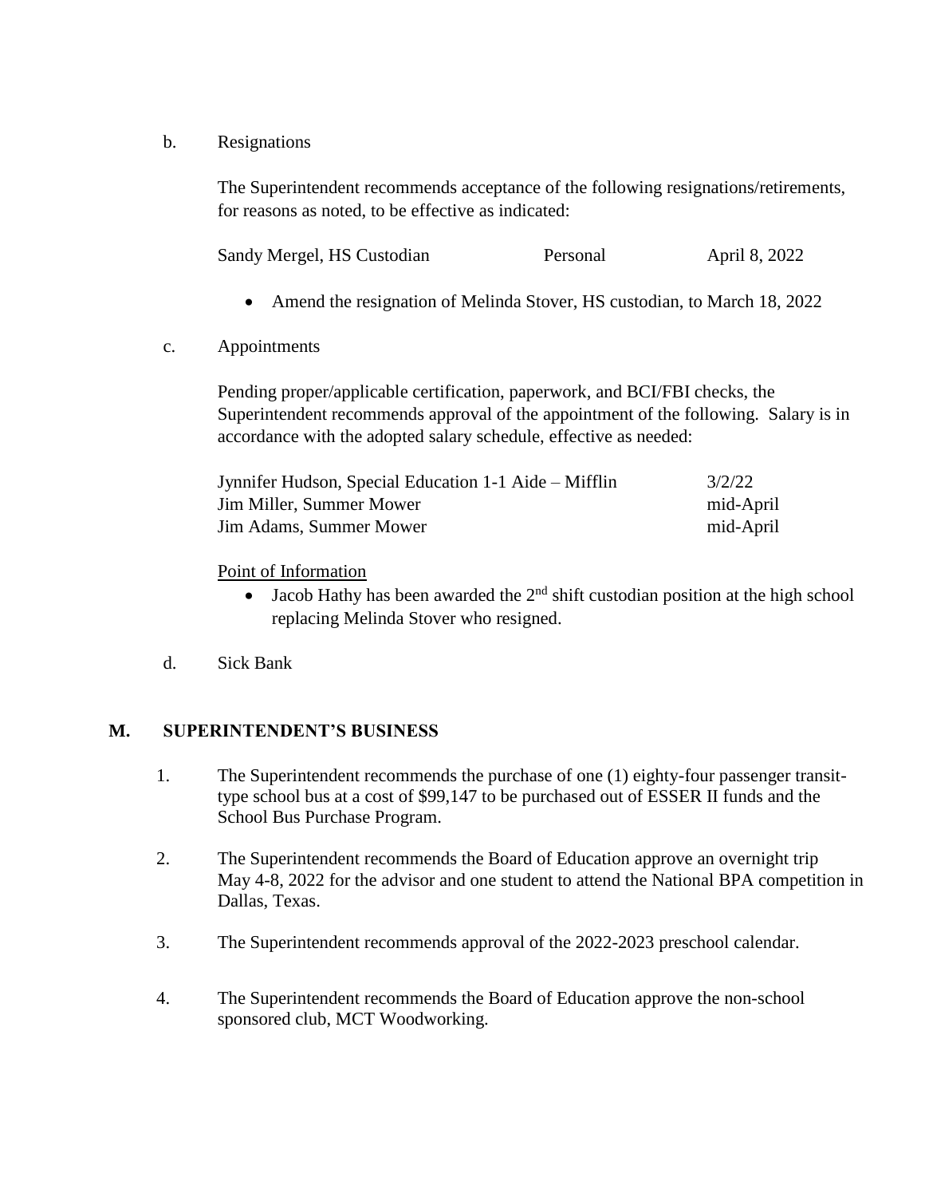b. Resignations

The Superintendent recommends acceptance of the following resignations/retirements, for reasons as noted, to be effective as indicated:

| | | |
|---|---|---|
| Sandy Mergel, HS Custodian | Personal | April 8, 2022 |

- Amend the resignation of Melinda Stover, HS custodian, to March 18, 2022

c. Appointments

Pending proper/applicable certification, paperwork, and BCI/FBI checks, the Superintendent recommends approval of the appointment of the following. Salary is in accordance with the adopted salary schedule, effective as needed:

| | |
|---|---|
| Jynnifer Hudson, Special Education 1-1 Aide – Mifflin | 3/2/22 |
| Jim Miller, Summer Mower | mid-April |
| Jim Adams, Summer Mower | mid-April |

Point of Information

- Jacob Hathy has been awarded the 2nd shift custodian position at the high school replacing Melinda Stover who resigned.

d. Sick Bank

## M. SUPERINTENDENT'S BUSINESS

1. The Superintendent recommends the purchase of one (1) eighty-four passenger transit-type school bus at a cost of $99,147 to be purchased out of ESSER II funds and the School Bus Purchase Program.
2. The Superintendent recommends the Board of Education approve an overnight trip May 4-8, 2022 for the advisor and one student to attend the National BPA competition in Dallas, Texas.
3. The Superintendent recommends approval of the 2022-2023 preschool calendar.
4. The Superintendent recommends the Board of Education approve the non-school sponsored club, MCT Woodworking.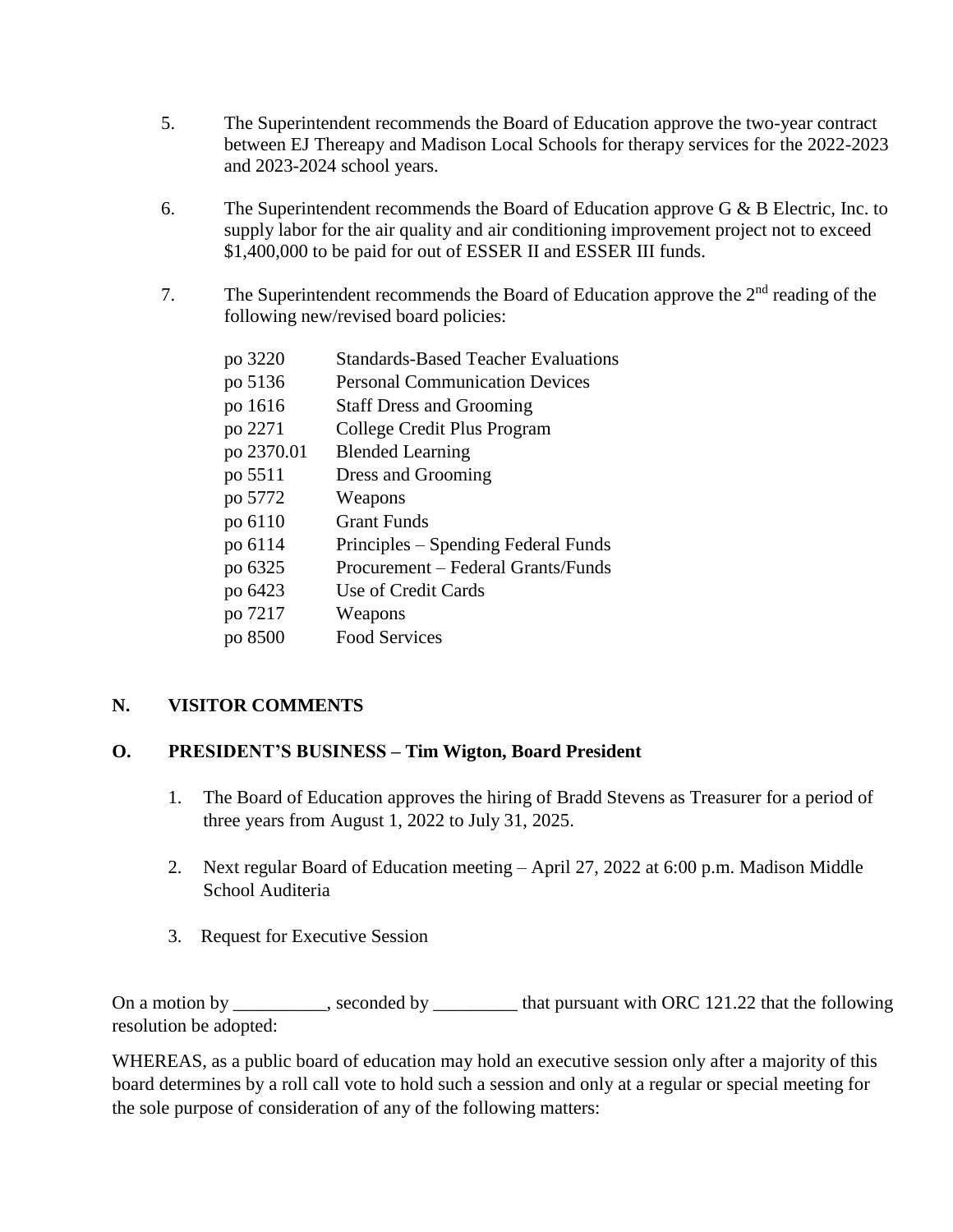5. The Superintendent recommends the Board of Education approve the two-year contract between EJ Thereapy and Madison Local Schools for therapy services for the 2022-2023 and 2023-2024 school years.

6. The Superintendent recommends the Board of Education approve G & B Electric, Inc. to supply labor for the air quality and air conditioning improvement project not to exceed $1,400,000 to be paid for out of ESSER II and ESSER III funds.

7. The Superintendent recommends the Board of Education approve the 2nd reading of the following new/revised board policies:

| | |
|---|---|
| po 3220 | Standards-Based Teacher Evaluations |
| po 5136 | Personal Communication Devices |
| po 1616 | Staff Dress and Grooming |
| po 2271 | College Credit Plus Program |
| po 2370.01 | Blended Learning |
| po 5511 | Dress and Grooming |
| po 5772 | Weapons |
| po 6110 | Grant Funds |
| po 6114 | Principles – Spending Federal Funds |
| po 6325 | Procurement – Federal Grants/Funds |
| po 6423 | Use of Credit Cards |
| po 7217 | Weapons |
| po 8500 | Food Services |

## N. VISITOR COMMENTS

## O. PRESIDENT'S BUSINESS – Tim Wigton, Board President

1. The Board of Education approves the hiring of Bradd Stevens as Treasurer for a period of three years from August 1, 2022 to July 31, 2025.

2. Next regular Board of Education meeting – April 27, 2022 at 6:00 p.m. Madison Middle School Auditeria

3. Request for Executive Session

On a motion by __________, seconded by _________ that pursuant with ORC 121.22 that the following resolution be adopted:

WHEREAS, as a public board of education may hold an executive session only after a majority of this board determines by a roll call vote to hold such a session and only at a regular or special meeting for the sole purpose of consideration of any of the following matters: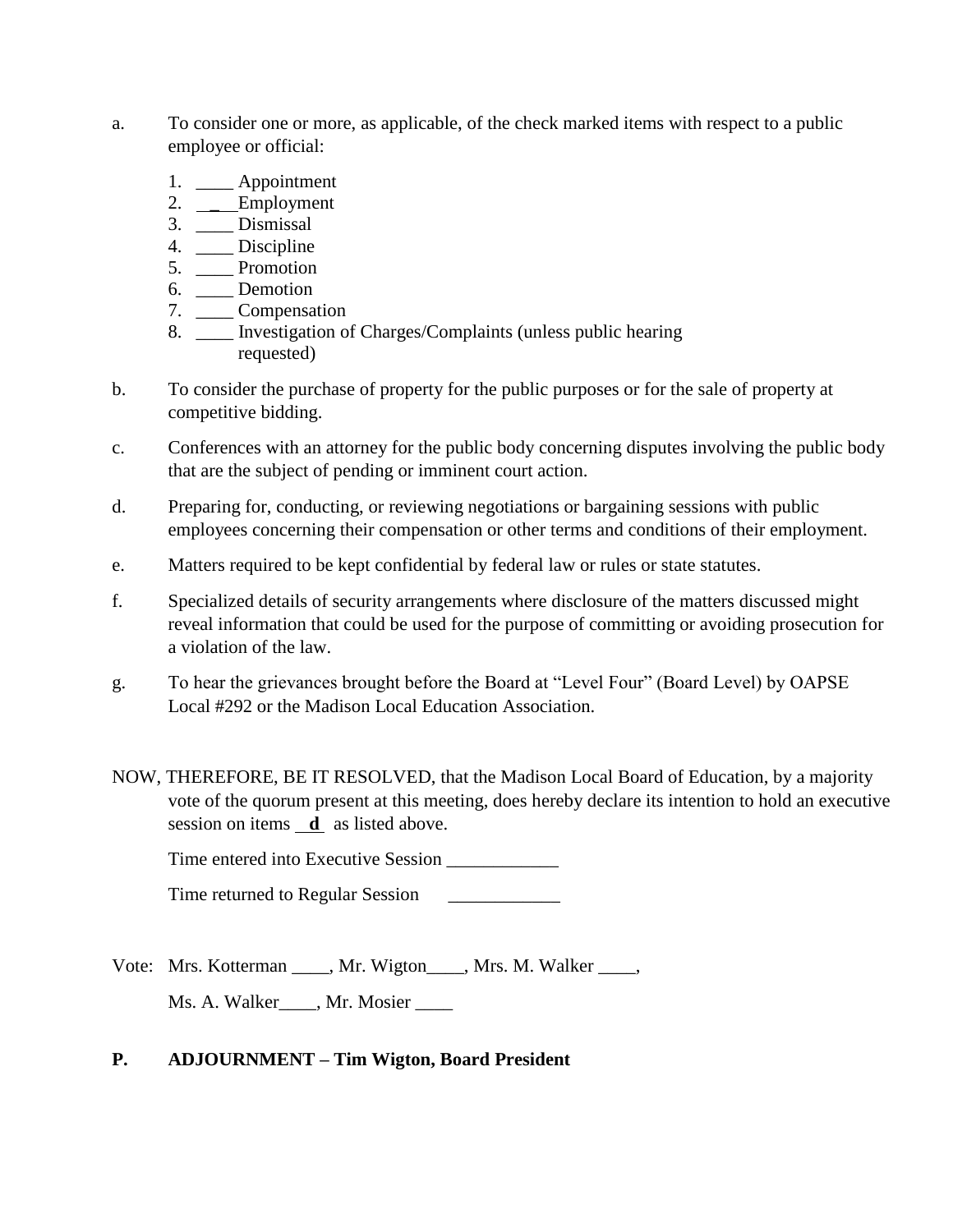a. To consider one or more, as applicable, of the check marked items with respect to a public employee or official:

1. ____ Appointment
2. __ _ __Employment
3. ____ Dismissal
4. ____ Discipline
5. ____ Promotion
6. ____ Demotion
7. ____ Compensation
8. ____ Investigation of Charges/Complaints (unless public hearing requested)

b. To consider the purchase of property for the public purposes or for the sale of property at competitive bidding.

c. Conferences with an attorney for the public body concerning disputes involving the public body that are the subject of pending or imminent court action.

d. Preparing for, conducting, or reviewing negotiations or bargaining sessions with public employees concerning their compensation or other terms and conditions of their employment.

e. Matters required to be kept confidential by federal law or rules or state statutes.

f. Specialized details of security arrangements where disclosure of the matters discussed might reveal information that could be used for the purpose of committing or avoiding prosecution for a violation of the law.

g. To hear the grievances brought before the Board at "Level Four" (Board Level) by OAPSE Local #292 or the Madison Local Education Association.

NOW, THEREFORE, BE IT RESOLVED, that the Madison Local Board of Education, by a majority vote of the quorum present at this meeting, does hereby declare its intention to hold an executive session on items __**d**__ as listed above.

Time entered into Executive Session ____________

Time returned to Regular Session ____________

Vote: Mrs. Kotterman ____, Mr. Wigton____, Mrs. M. Walker ____,

Ms. A. Walker____, Mr. Mosier ____

**P. ADJOURNMENT – Tim Wigton, Board President**